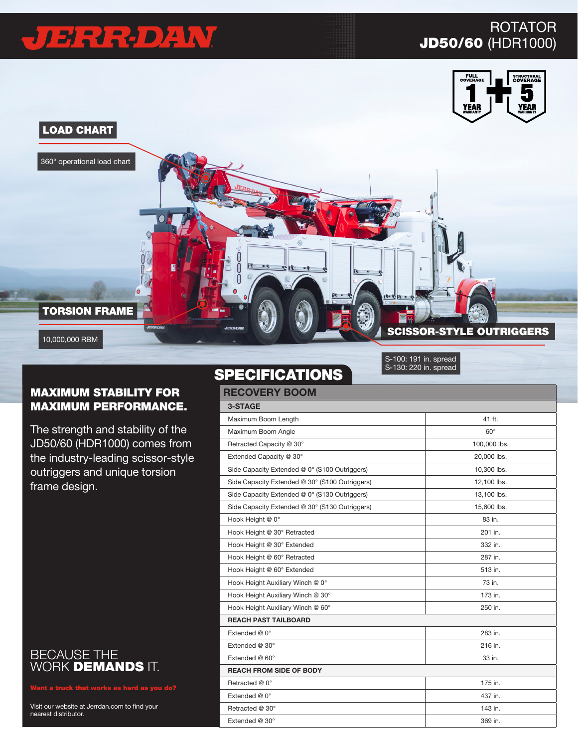# JERR-DAN

ROTATOR
**JD50/60** (HDR1000)

FULL COVERAGE 1 YEAR WARRANTY + STRUCTURAL COVERAGE 5 YEAR WARRANTY

**LOAD CHART**

360° operational load chart

**TORSION FRAME**

10,000,000 RBM

**SCISSOR-STYLE OUTRIGGERS**

S-100: 191 in. spread
S-130: 220 in. spread

## MAXIMUM STABILITY FOR MAXIMUM PERFORMANCE.

The strength and stability of the JD50/60 (HDR1000) comes from the industry-leading scissor-style outriggers and unique torsion frame design.

BECAUSE THE WORK **DEMANDS** IT.

**Want a truck that works as hard as you do?**

Visit our website at Jerrdan.com to find your nearest distributor.

## SPECIFICATIONS

| RECOVERY BOOM | |
|---|---|
| **3-STAGE** | |
| Maximum Boom Length | 41 ft. |
| Maximum Boom Angle | 60° |
| Retracted Capacity @ 30° | 100,000 lbs. |
| Extended Capacity @ 30° | 20,000 lbs. |
| Side Capacity Extended @ 0° (S100 Outriggers) | 10,300 lbs. |
| Side Capacity Extended @ 30° (S100 Outriggers) | 12,100 lbs. |
| Side Capacity Extended @ 0° (S130 Outriggers) | 13,100 lbs. |
| Side Capacity Extended @ 30° (S130 Outriggers) | 15,600 lbs. |
| Hook Height @ 0° | 83 in. |
| Hook Height @ 30° Retracted | 201 in. |
| Hook Height @ 30° Extended | 332 in. |
| Hook Height @ 60° Retracted | 287 in. |
| Hook Height @ 60° Extended | 513 in. |
| Hook Height Auxiliary Winch @ 0° | 73 in. |
| Hook Height Auxiliary Winch @ 30° | 173 in. |
| Hook Height Auxiliary Winch @ 60° | 250 in. |
| **REACH PAST TAILBOARD** | |
| Extended @ 0° | 283 in. |
| Extended @ 30° | 216 in. |
| Extended @ 60° | 33 in. |
| **REACH FROM SIDE OF BODY** | |
| Retracted @ 0° | 175 in. |
| Extended @ 0° | 437 in. |
| Retracted @ 30° | 143 in. |
| Extended @ 30° | 369 in. |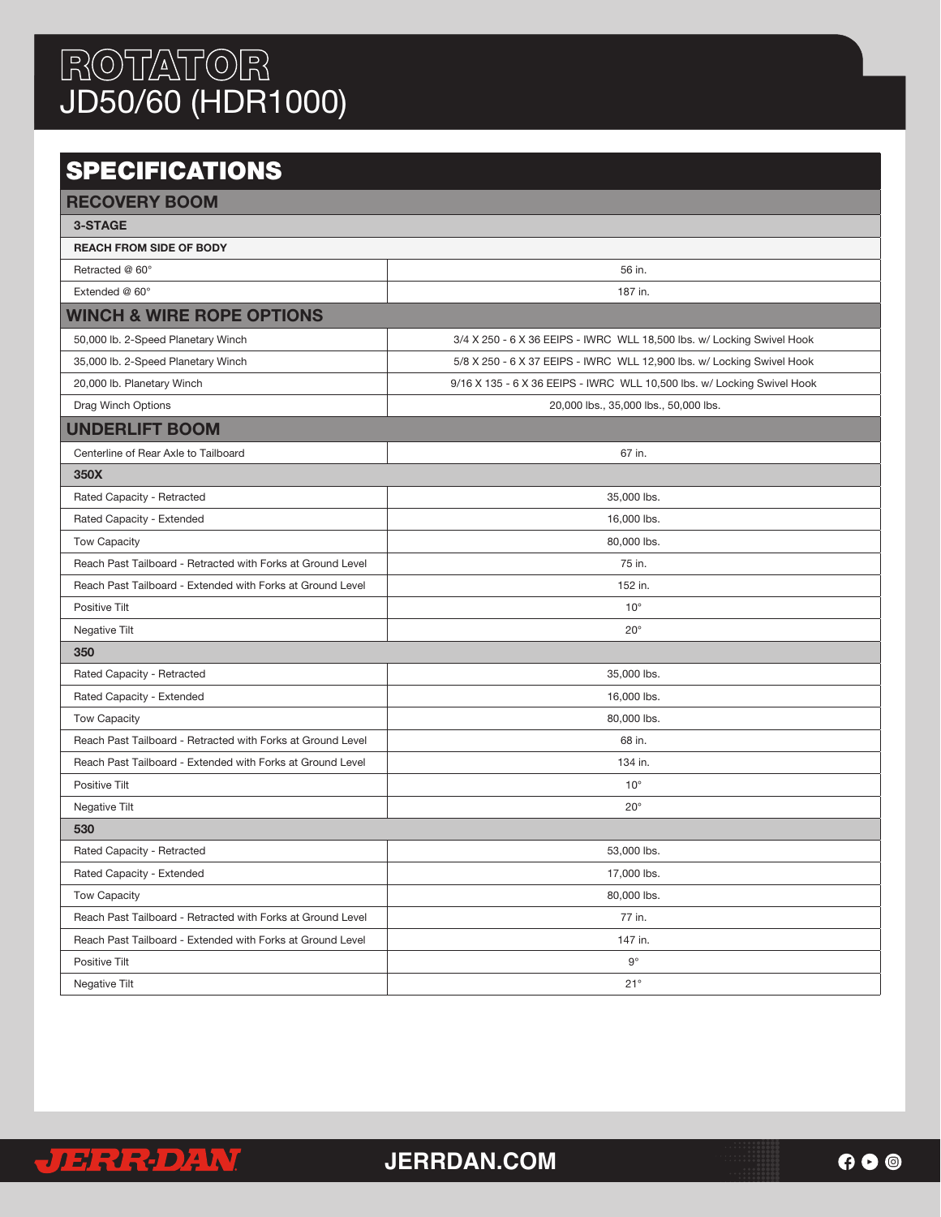# ROTATOR
## JD50/60 (HDR1000)

## SPECIFICATIONS

| RECOVERY BOOM | |
|---|---|
| **3-STAGE** | |
| **REACH FROM SIDE OF BODY** | |
| Retracted @ 60° | 56 in. |
| Extended @ 60° | 187 in. |
| **WINCH & WIRE ROPE OPTIONS** | |
| 50,000 lb. 2-Speed Planetary Winch | 3/4 X 250 - 6 X 36 EEIPS - IWRC WLL 18,500 lbs. w/ Locking Swivel Hook |
| 35,000 lb. 2-Speed Planetary Winch | 5/8 X 250 - 6 X 37 EEIPS - IWRC WLL 12,900 lbs. w/ Locking Swivel Hook |
| 20,000 lb. Planetary Winch | 9/16 X 135 - 6 X 36 EEIPS - IWRC WLL 10,500 lbs. w/ Locking Swivel Hook |
| Drag Winch Options | 20,000 lbs., 35,000 lbs., 50,000 lbs. |
| **UNDERLIFT BOOM** | |
| Centerline of Rear Axle to Tailboard | 67 in. |
| **350X** | |
| Rated Capacity - Retracted | 35,000 lbs. |
| Rated Capacity - Extended | 16,000 lbs. |
| Tow Capacity | 80,000 lbs. |
| Reach Past Tailboard - Retracted with Forks at Ground Level | 75 in. |
| Reach Past Tailboard - Extended with Forks at Ground Level | 152 in. |
| Positive Tilt | 10° |
| Negative Tilt | 20° |
| **350** | |
| Rated Capacity - Retracted | 35,000 lbs. |
| Rated Capacity - Extended | 16,000 lbs. |
| Tow Capacity | 80,000 lbs. |
| Reach Past Tailboard - Retracted with Forks at Ground Level | 68 in. |
| Reach Past Tailboard - Extended with Forks at Ground Level | 134 in. |
| Positive Tilt | 10° |
| Negative Tilt | 20° |
| **530** | |
| Rated Capacity - Retracted | 53,000 lbs. |
| Rated Capacity - Extended | 17,000 lbs. |
| Tow Capacity | 80,000 lbs. |
| Reach Past Tailboard - Retracted with Forks at Ground Level | 77 in. |
| Reach Past Tailboard - Extended with Forks at Ground Level | 147 in. |
| Positive Tilt | 9° |
| Negative Tilt | 21° |

JERR-DAN JERRDAN.COM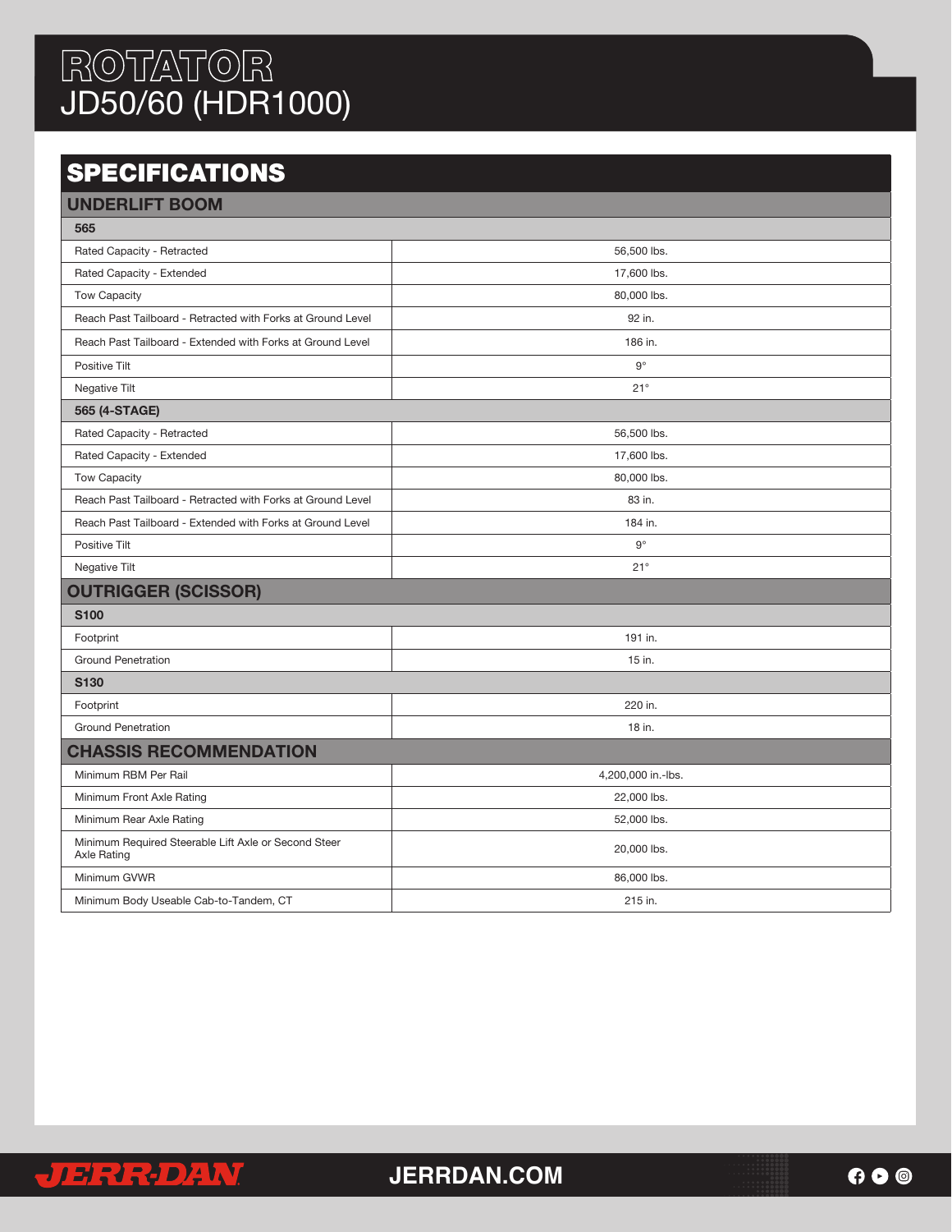# ROTATOR
## JD50/60 (HDR1000)

## SPECIFICATIONS

### UNDERLIFT BOOM

| 565 | |
|---|---|
| Rated Capacity - Retracted | 56,500 lbs. |
| Rated Capacity - Extended | 17,600 lbs. |
| Tow Capacity | 80,000 lbs. |
| Reach Past Tailboard - Retracted with Forks at Ground Level | 92 in. |
| Reach Past Tailboard - Extended with Forks at Ground Level | 186 in. |
| Positive Tilt | 9° |
| Negative Tilt | 21° |

| 565 (4-STAGE) | |
|---|---|
| Rated Capacity - Retracted | 56,500 lbs. |
| Rated Capacity - Extended | 17,600 lbs. |
| Tow Capacity | 80,000 lbs. |
| Reach Past Tailboard - Retracted with Forks at Ground Level | 83 in. |
| Reach Past Tailboard - Extended with Forks at Ground Level | 184 in. |
| Positive Tilt | 9° |
| Negative Tilt | 21° |

### OUTRIGGER (SCISSOR)

| S100 | |
|---|---|
| Footprint | 191 in. |
| Ground Penetration | 15 in. |

| S130 | |
|---|---|
| Footprint | 220 in. |
| Ground Penetration | 18 in. |

### CHASSIS RECOMMENDATION

| | |
|---|---|
| Minimum RBM Per Rail | 4,200,000 in.-lbs. |
| Minimum Front Axle Rating | 22,000 lbs. |
| Minimum Rear Axle Rating | 52,000 lbs. |
| Minimum Required Steerable Lift Axle or Second Steer Axle Rating | 20,000 lbs. |
| Minimum GVWR | 86,000 lbs. |
| Minimum Body Useable Cab-to-Tandem, CT | 215 in. |

JERR-DAN

JERRDAN.COM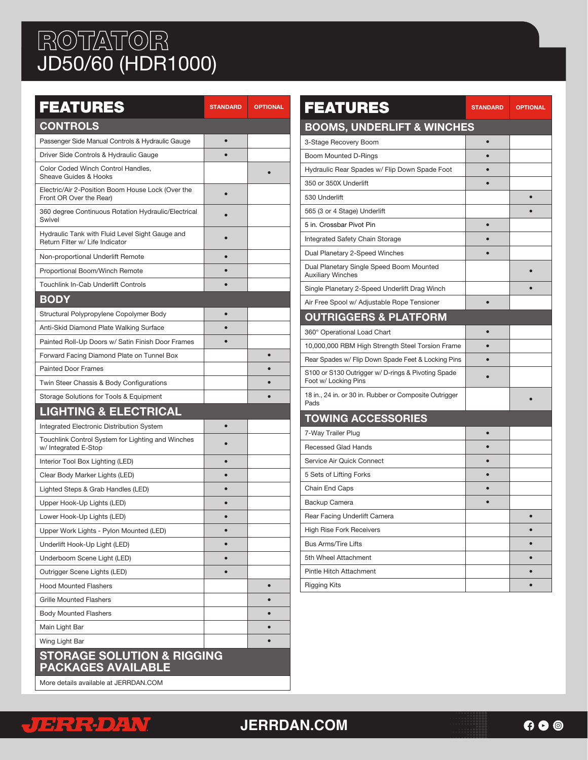# ROTATOR
# JD50/60 (HDR1000)

| FEATURES | STANDARD | OPTIONAL |
|---|---|---|
| **CONTROLS** | | |
| Passenger Side Manual Controls & Hydraulic Gauge | • | |
| Driver Side Controls & Hydraulic Gauge | • | |
| Color Coded Winch Control Handles, Sheave Guides & Hooks | | • |
| Electric/Air 2-Position Boom House Lock (Over the Front OR Over the Rear) | • | |
| 360 degree Continuous Rotation Hydraulic/Electrical Swivel | • | |
| Hydraulic Tank with Fluid Level Sight Gauge and Return Filter w/ Life Indicator | • | |
| Non-proportional Underlift Remote | • | |
| Proportional Boom/Winch Remote | • | |
| Touchlink In-Cab Underlift Controls | • | |
| **BODY** | | |
| Structural Polypropylene Copolymer Body | • | |
| Anti-Skid Diamond Plate Walking Surface | • | |
| Painted Roll-Up Doors w/ Satin Finish Door Frames | • | |
| Forward Facing Diamond Plate on Tunnel Box | | • |
| Painted Door Frames | | • |
| Twin Steer Chassis & Body Configurations | | • |
| Storage Solutions for Tools & Equipment | | • |
| **LIGHTING & ELECTRICAL** | | |
| Integrated Electronic Distribution System | • | |
| Touchlink Control System for Lighting and Winches w/ Integrated E-Stop | • | |
| Interior Tool Box Lighting (LED) | • | |
| Clear Body Marker Lights (LED) | • | |
| Lighted Steps & Grab Handles (LED) | • | |
| Upper Hook-Up Lights (LED) | • | |
| Lower Hook-Up Lights (LED) | • | |
| Upper Work Lights - Pylon Mounted (LED) | • | |
| Underlift Hook-Up Light (LED) | • | |
| Underboom Scene Light (LED) | • | |
| Outrigger Scene Lights (LED) | • | |
| Hood Mounted Flashers | | • |
| Grille Mounted Flashers | | • |
| Body Mounted Flashers | | • |
| Main Light Bar | | • |
| Wing Light Bar | | • |

## STORAGE SOLUTION & RIGGING PACKAGES AVAILABLE

More details available at JERRDAN.COM

| FEATURES | STANDARD | OPTIONAL |
|---|---|---|
| **BOOMS, UNDERLIFT & WINCHES** | | |
| 3-Stage Recovery Boom | • | |
| Boom Mounted D-Rings | • | |
| Hydraulic Rear Spades w/ Flip Down Spade Foot | • | |
| 350 or 350X Underlift | • | |
| 530 Underlift | | • |
| 565 (3 or 4 Stage) Underlift | | • |
| 5 in. Crossbar Pivot Pin | • | |
| Integrated Safety Chain Storage | • | |
| Dual Planetary 2-Speed Winches | • | |
| Dual Planetary Single Speed Boom Mounted Auxiliary Winches | | • |
| Single Planetary 2-Speed Underlift Drag Winch | | • |
| Air Free Spool w/ Adjustable Rope Tensioner | • | |
| **OUTRIGGERS & PLATFORM** | | |
| 360° Operational Load Chart | • | |
| 10,000,000 RBM High Strength Steel Torsion Frame | • | |
| Rear Spades w/ Flip Down Spade Feet & Locking Pins | • | |
| S100 or S130 Outrigger w/ D-rings & Pivoting Spade Foot w/ Locking Pins | • | |
| 18 in., 24 in. or 30 in. Rubber or Composite Outrigger Pads | | • |
| **TOWING ACCESSORIES** | | |
| 7-Way Trailer Plug | • | |
| Recessed Glad Hands | • | |
| Service Air Quick Connect | • | |
| 5 Sets of Lifting Forks | • | |
| Chain End Caps | • | |
| Backup Camera | • | |
| Rear Facing Underlift Camera | | • |
| High Rise Fork Receivers | | • |
| Bus Arms/Tire Lifts | | • |
| 5th Wheel Attachment | | • |
| Pintle Hitch Attachment | | • |
| Rigging Kits | | • |

JERR-DAN

JERRDAN.COM